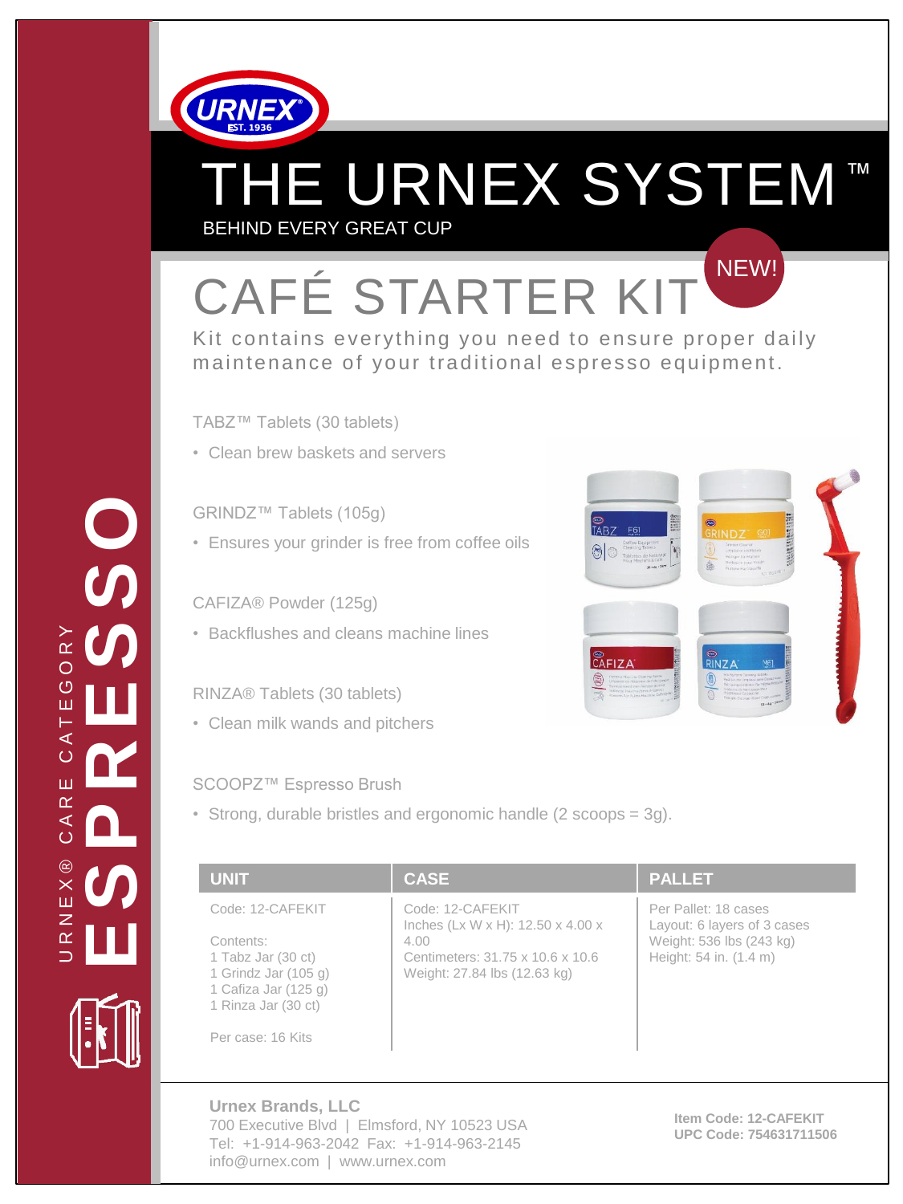URNEX® CARE CATEGORY

# ESPRESSO

URNEX EST. 1936

# THE URNEX SYSTEM™

BEHIND EVERY GREAT CUP

## CAFÉ STARTER KIT

NEW!

Kit contains everything you need to ensure proper daily maintenance of your traditional espresso equipment.

TABZ™ Tablets (30 tablets)

- Clean brew baskets and servers

GRINDZ™ Tablets (105g)

- Ensures your grinder is free from coffee oils

CAFIZA® Powder (125g)

- Backflushes and cleans machine lines

RINZA® Tablets (30 tablets)

- Clean milk wands and pitchers

SCOOPZ™ Espresso Brush

- Strong, durable bristles and ergonomic handle (2 scoops = 3g).

| UNIT | CASE | PALLET |
|---|---|---|
| Code: 12-CAFEKIT<br><br>Contents:<br>1 Tabz Jar (30 ct)<br>1 Grindz Jar (105 g)<br>1 Cafiza Jar (125 g)<br>1 Rinza Jar (30 ct)<br><br>Per case: 16 Kits | Code: 12-CAFEKIT<br>Inches (Lx W x H): 12.50 x 4.00 x 4.00<br>Centimeters: 31.75 x 10.6 x 10.6<br>Weight: 27.84 lbs (12.63 kg) | Per Pallet: 18 cases<br>Layout: 6 layers of 3 cases<br>Weight: 536 lbs (243 kg)<br>Height: 54 in. (1.4 m) |

**Urnex Brands, LLC**
700 Executive Blvd | Elmsford, NY 10523 USA
Tel: +1-914-963-2042 Fax: +1-914-963-2145
info@urnex.com | www.urnex.com

**Item Code: 12-CAFEKIT**
**UPC Code: 754631711506**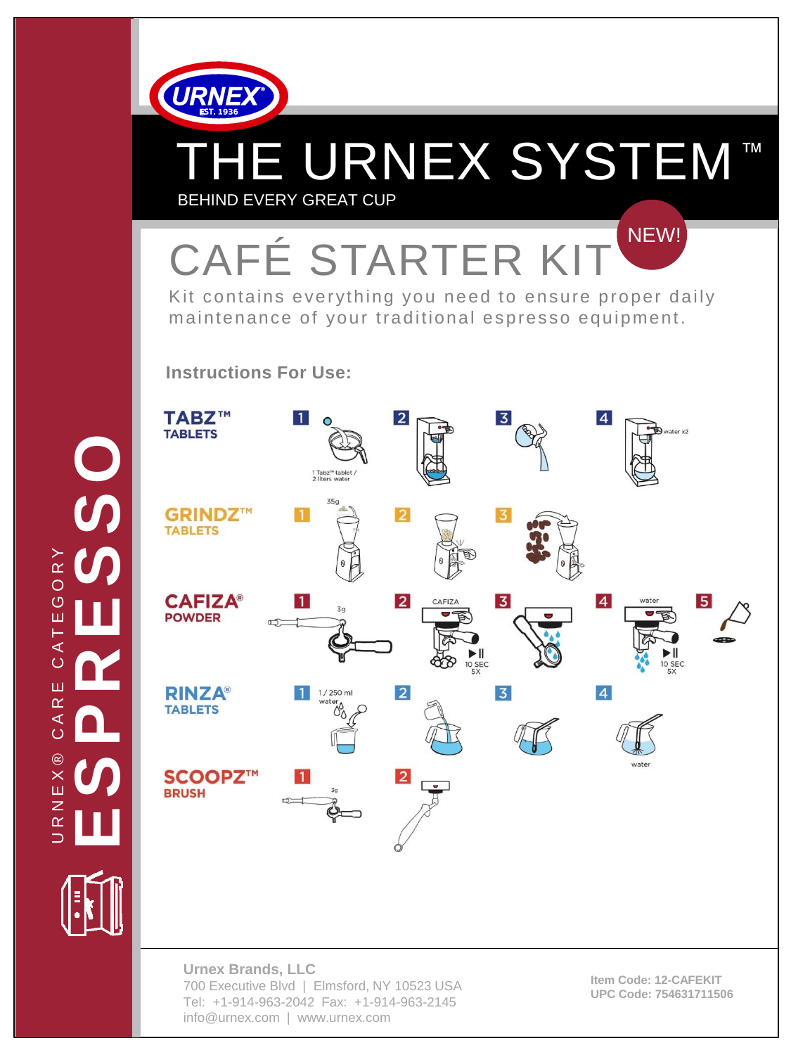URNEX
EST. 1936

# THE URNEX SYSTEM ™

BEHIND EVERY GREAT CUP

## CAFÉ STARTER KIT

NEW!

Kit contains everything you need to ensure proper daily maintenance of your traditional espresso equipment.

URNEX® CARE CATEGORY

**ESPRESSO**

### Instructions For Use:

**TABZ™ TABLETS**

1. 1 Tabz™ tablet / 2 liters water
2.
3.
4. water x2

**GRINDZ™ TABLETS**

1. 35g
2.
3.

**CAFIZA® POWDER**

1. 3g
2. CAFIZA — 10 SEC 5X
3.
4. water — 10 SEC 5X
5.

**RINZA® TABLETS**

1. 1 / 250 ml water
2.
3.
4. water

**SCOOPZ™ BRUSH**

1. 3g
2.

**Urnex Brands, LLC**
700 Executive Blvd | Elmsford, NY 10523 USA
Tel: +1-914-963-2042 Fax: +1-914-963-2145
info@urnex.com | www.urnex.com

**Item Code: 12-CAFEKIT**
**UPC Code: 754631711506**